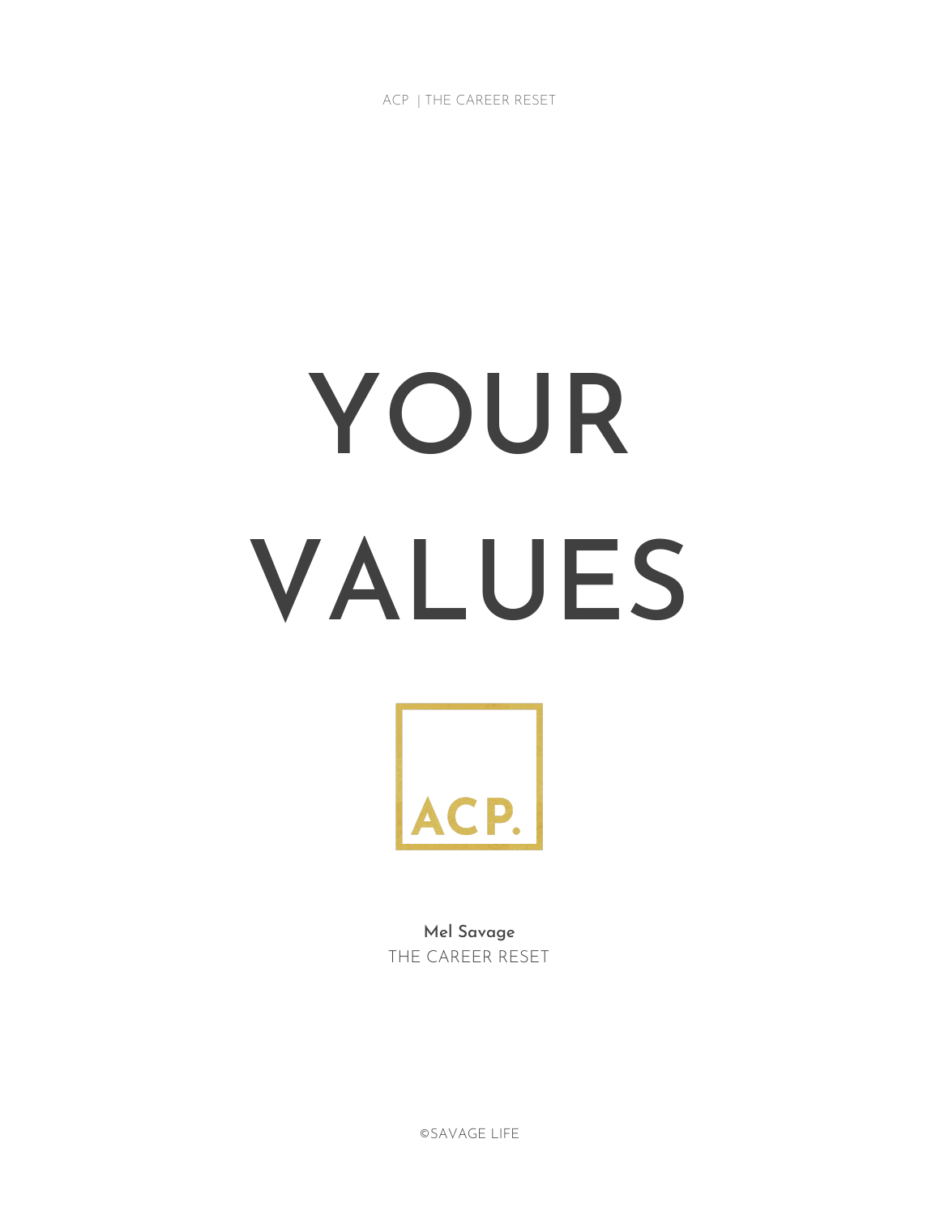ACP | THE CAREER RESET

# YOUR VALUES

ACP.

**Mel Savage**
THE CAREER RESET

©SAVAGE LIFE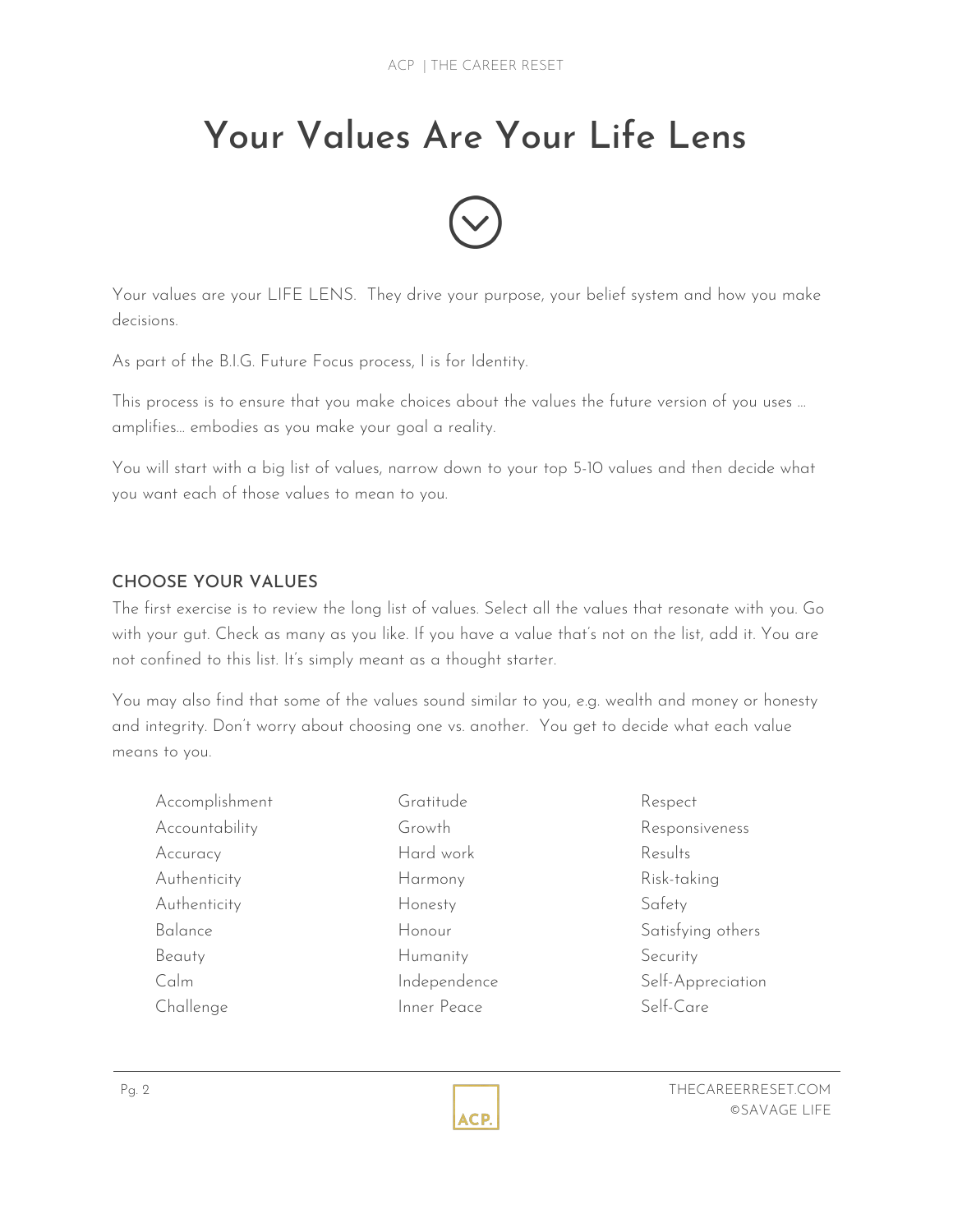# Your Values Are Your Life Lens

Your values are your LIFE LENS. They drive your purpose, your belief system and how you make decisions.

As part of the B.I.G. Future Focus process, I is for Identity.

This process is to ensure that you make choices about the values the future version of you uses … amplifies… embodies as you make your goal a reality.

You will start with a big list of values, narrow down to your top 5-10 values and then decide what you want each of those values to mean to you.

## CHOOSE YOUR VALUES

The first exercise is to review the long list of values. Select all the values that resonate with you. Go with your gut. Check as many as you like. If you have a value that's not on the list, add it. You are not confined to this list. It's simply meant as a thought starter.

You may also find that some of the values sound similar to you, e.g. wealth and money or honesty and integrity. Don't worry about choosing one vs. another. You get to decide what each value means to you.

Accomplishment
Accountability
Accuracy
Authenticity
Authenticity
Balance
Beauty
Calm
Challenge

Gratitude
Growth
Hard work
Harmony
Honesty
Honour
Humanity
Independence
Inner Peace

Respect
Responsiveness
Results
Risk-taking
Safety
Satisfying others
Security
Self-Appreciation
Self-Care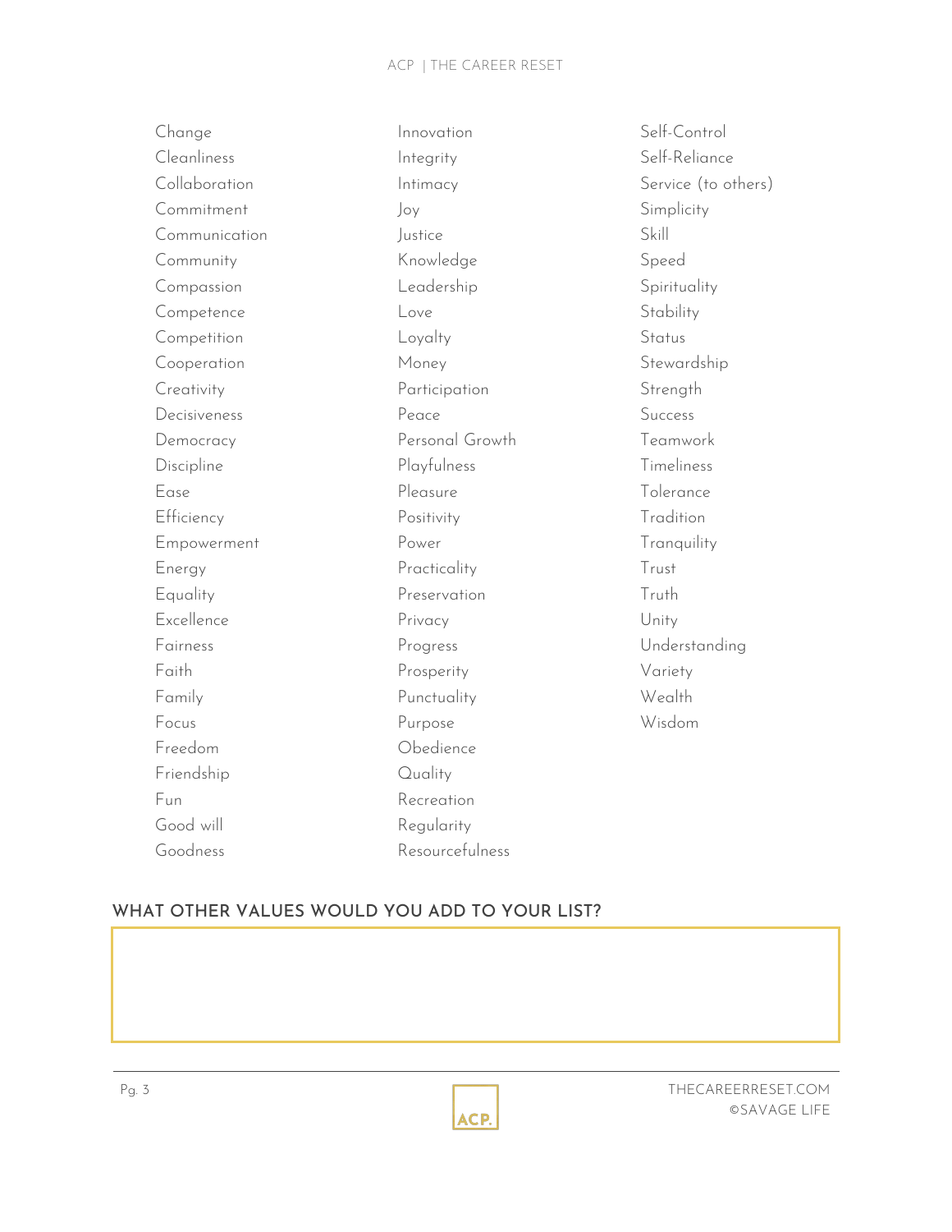- Change
- Cleanliness
- Collaboration
- Commitment
- Communication
- Community
- Compassion
- Competence
- Competition
- Cooperation
- Creativity
- Decisiveness
- Democracy
- Discipline
- Ease
- Efficiency
- Empowerment
- Energy
- Equality
- Excellence
- Fairness
- Faith
- Family
- Focus
- Freedom
- Friendship
- Fun
- Good will
- Goodness
- Innovation
- Integrity
- Intimacy
- Joy
- Justice
- Knowledge
- Leadership
- Love
- Loyalty
- Money
- Participation
- Peace
- Personal Growth
- Playfulness
- Pleasure
- Positivity
- Power
- Practicality
- Preservation
- Privacy
- Progress
- Prosperity
- Punctuality
- Purpose
- Obedience
- Quality
- Recreation
- Regularity
- Resourcefulness
- Self-Control
- Self-Reliance
- Service (to others)
- Simplicity
- Skill
- Speed
- Spirituality
- Stability
- Status
- Stewardship
- Strength
- Success
- Teamwork
- Timeliness
- Tolerance
- Tradition
- Tranquility
- Trust
- Truth
- Unity
- Understanding
- Variety
- Wealth
- Wisdom

## WHAT OTHER VALUES WOULD YOU ADD TO YOUR LIST?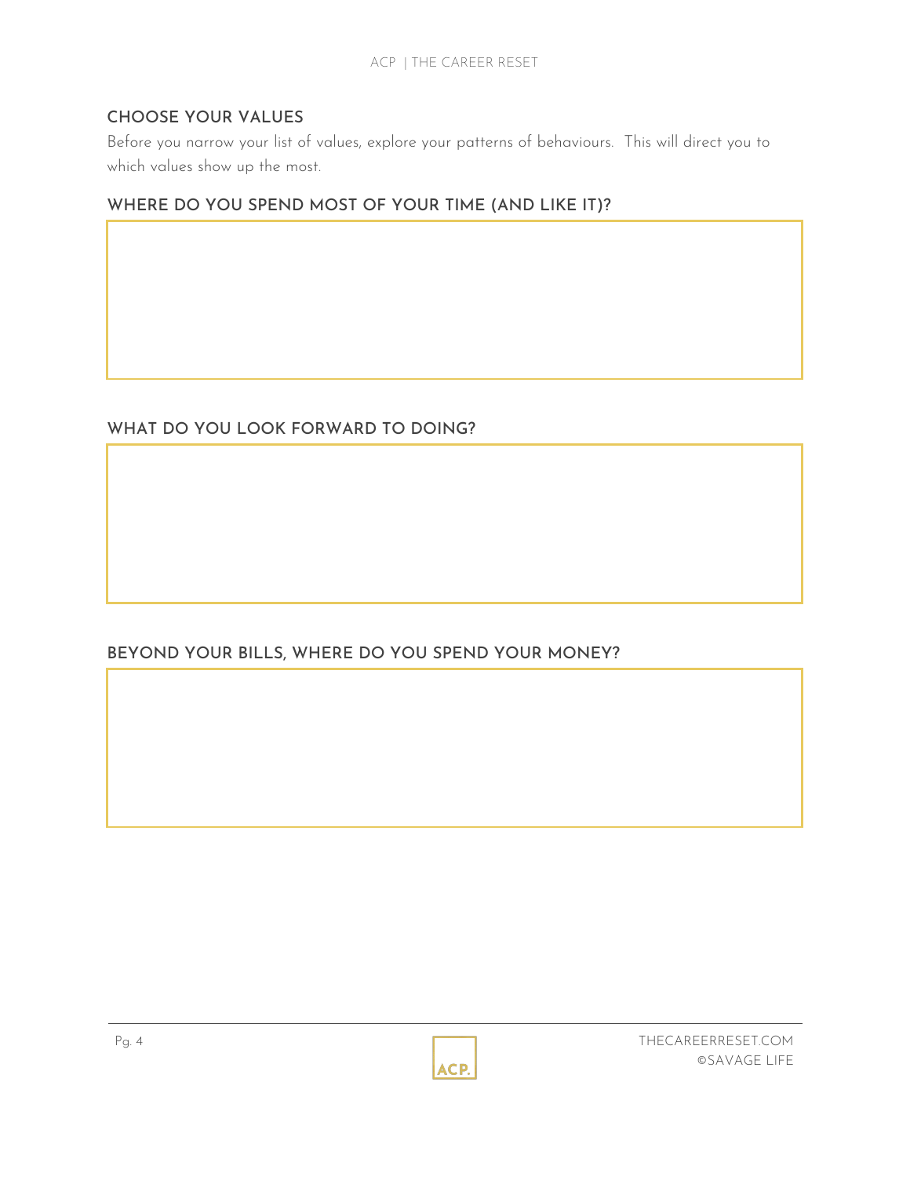## CHOOSE YOUR VALUES

Before you narrow your list of values, explore your patterns of behaviours. This will direct you to which values show up the most.

### WHERE DO YOU SPEND MOST OF YOUR TIME (AND LIKE IT)?

### WHAT DO YOU LOOK FORWARD TO DOING?

### BEYOND YOUR BILLS, WHERE DO YOU SPEND YOUR MONEY?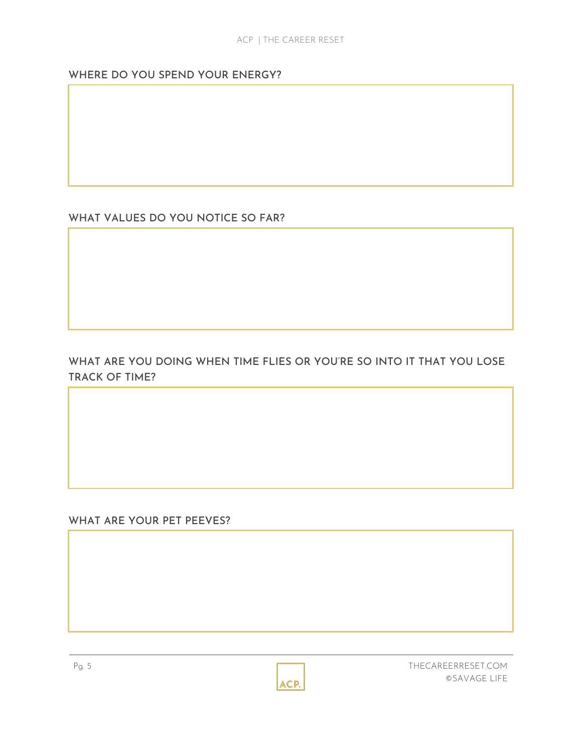## WHERE DO YOU SPEND YOUR ENERGY?

## WHAT VALUES DO YOU NOTICE SO FAR?

## WHAT ARE YOU DOING WHEN TIME FLIES OR YOU'RE SO INTO IT THAT YOU LOSE TRACK OF TIME?

## WHAT ARE YOUR PET PEEVES?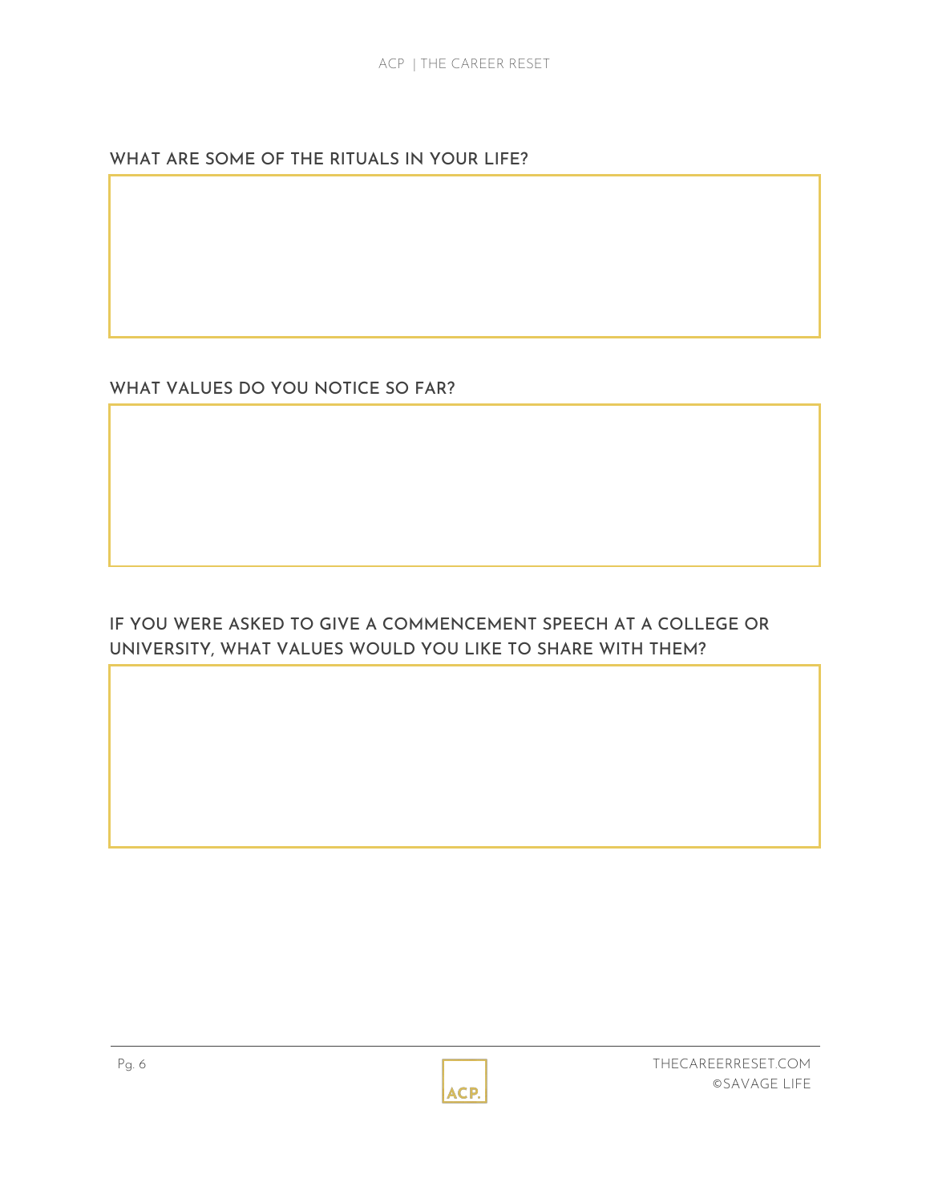### WHAT ARE SOME OF THE RITUALS IN YOUR LIFE?

### WHAT VALUES DO YOU NOTICE SO FAR?

### IF YOU WERE ASKED TO GIVE A COMMENCEMENT SPEECH AT A COLLEGE OR UNIVERSITY, WHAT VALUES WOULD YOU LIKE TO SHARE WITH THEM?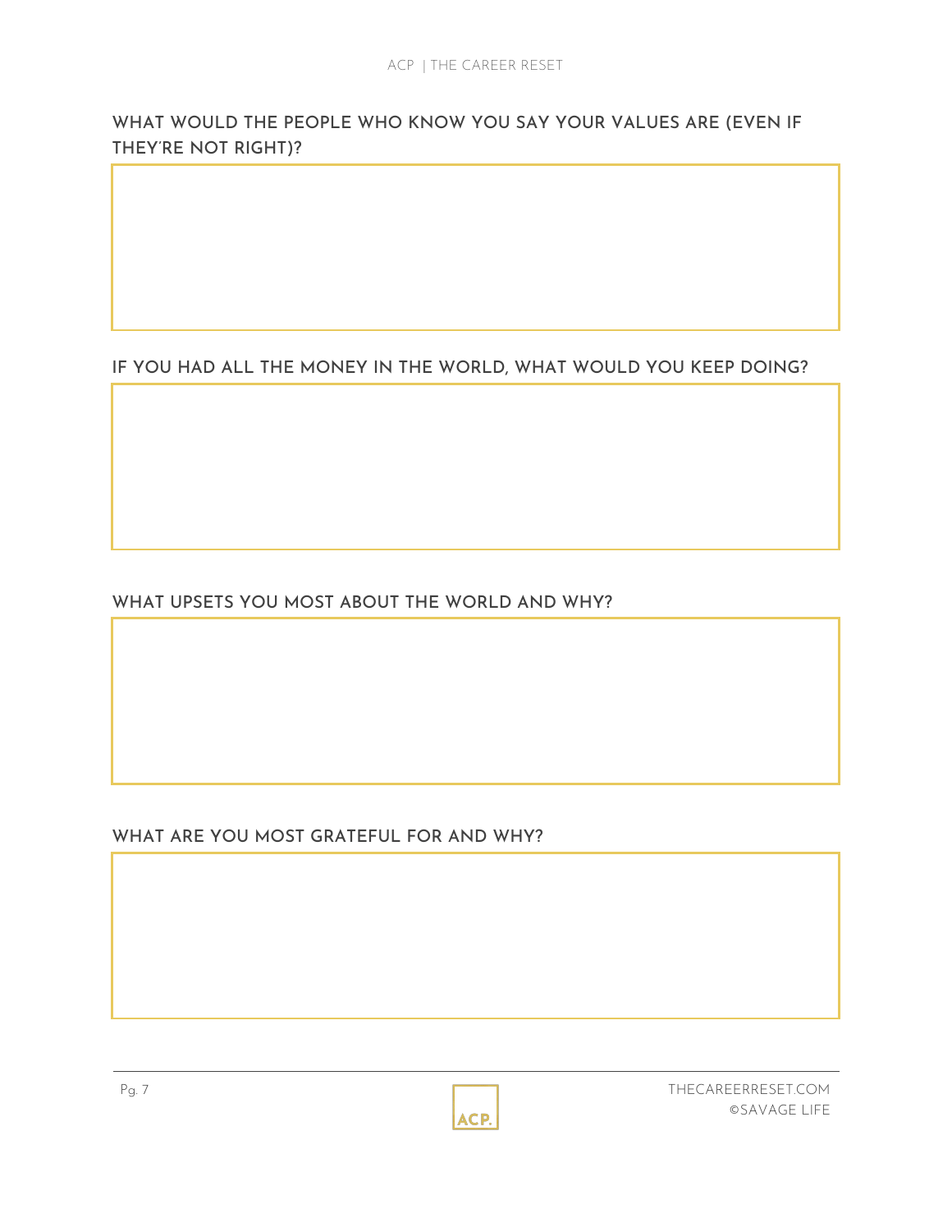### WHAT WOULD THE PEOPLE WHO KNOW YOU SAY YOUR VALUES ARE (EVEN IF THEY'RE NOT RIGHT)?

### IF YOU HAD ALL THE MONEY IN THE WORLD, WHAT WOULD YOU KEEP DOING?

### WHAT UPSETS YOU MOST ABOUT THE WORLD AND WHY?

### WHAT ARE YOU MOST GRATEFUL FOR AND WHY?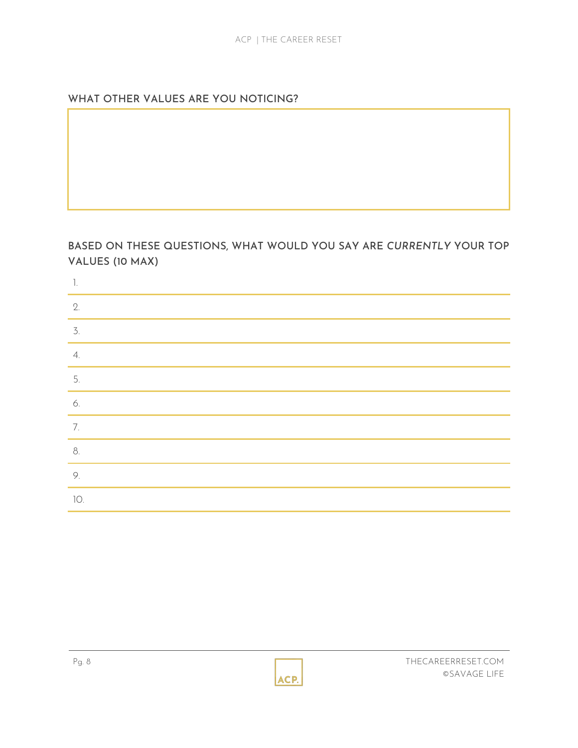## WHAT OTHER VALUES ARE YOU NOTICING?

## BASED ON THESE QUESTIONS, WHAT WOULD YOU SAY ARE *CURRENTLY* YOUR TOP VALUES (10 MAX)

1.
2.
3.
4.
5.
6.
7.
8.
9.
10.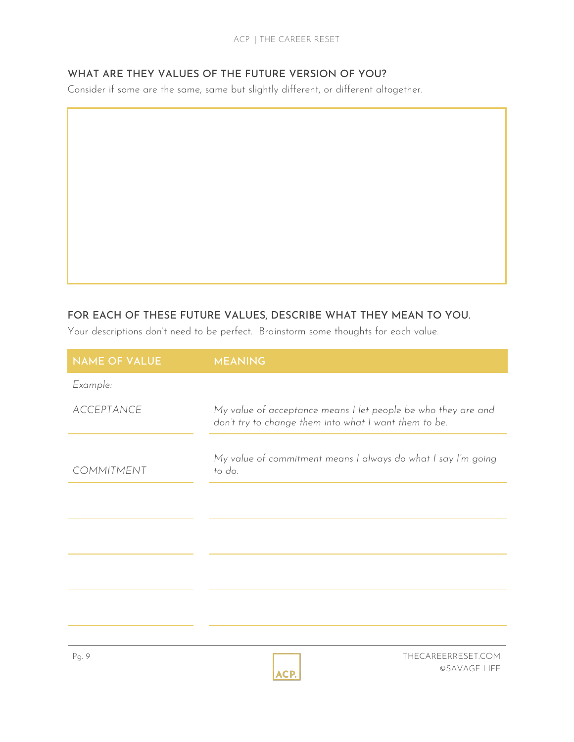## WHAT ARE THEY VALUES OF THE FUTURE VERSION OF YOU?

Consider if some are the same, same but slightly different, or different altogether.

## FOR EACH OF THESE FUTURE VALUES, DESCRIBE WHAT THEY MEAN TO YOU.

Your descriptions don't need to be perfect. Brainstorm some thoughts for each value.

| NAME OF VALUE | MEANING |
|---|---|
| *Example:* | |
| *ACCEPTANCE* | *My value of acceptance means I let people be who they are and don't try to change them into what I want them to be.* |
| *COMMITMENT* | *My value of commitment means I always do what I say I'm going to do.* |
| | |
| | |
| | |
| | |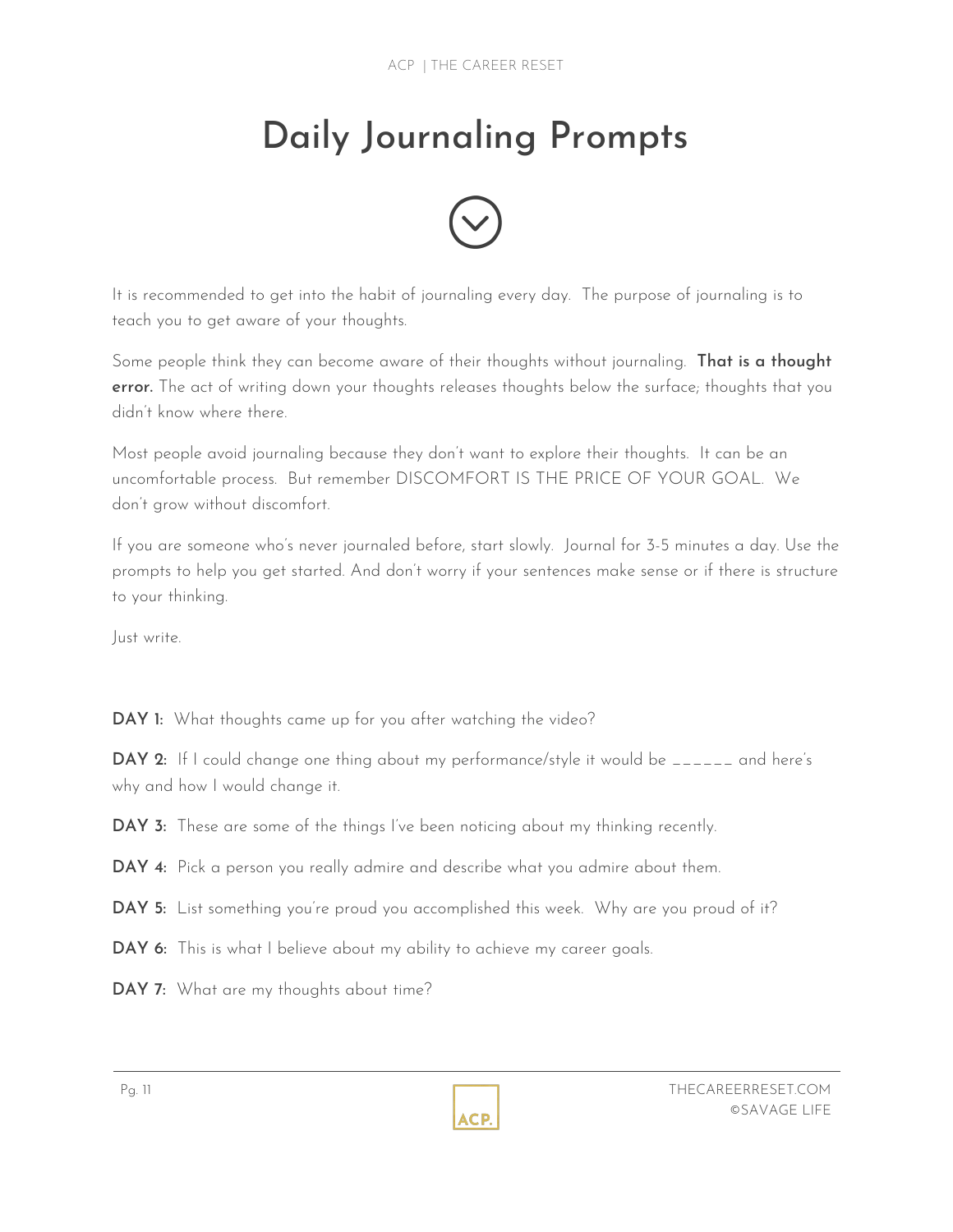# Daily Journaling Prompts

It is recommended to get into the habit of journaling every day. The purpose of journaling is to teach you to get aware of your thoughts.

Some people think they can become aware of their thoughts without journaling. **That is a thought error.** The act of writing down your thoughts releases thoughts below the surface; thoughts that you didn't know where there.

Most people avoid journaling because they don't want to explore their thoughts. It can be an uncomfortable process. But remember DISCOMFORT IS THE PRICE OF YOUR GOAL. We don't grow without discomfort.

If you are someone who's never journaled before, start slowly. Journal for 3-5 minutes a day. Use the prompts to help you get started. And don't worry if your sentences make sense or if there is structure to your thinking.

Just write.

**DAY 1:** What thoughts came up for you after watching the video?

**DAY 2:** If I could change one thing about my performance/style it would be ______ and here's why and how I would change it.

**DAY 3:** These are some of the things I've been noticing about my thinking recently.

**DAY 4:** Pick a person you really admire and describe what you admire about them.

**DAY 5:** List something you're proud you accomplished this week. Why are you proud of it?

**DAY 6:** This is what I believe about my ability to achieve my career goals.

**DAY 7:** What are my thoughts about time?